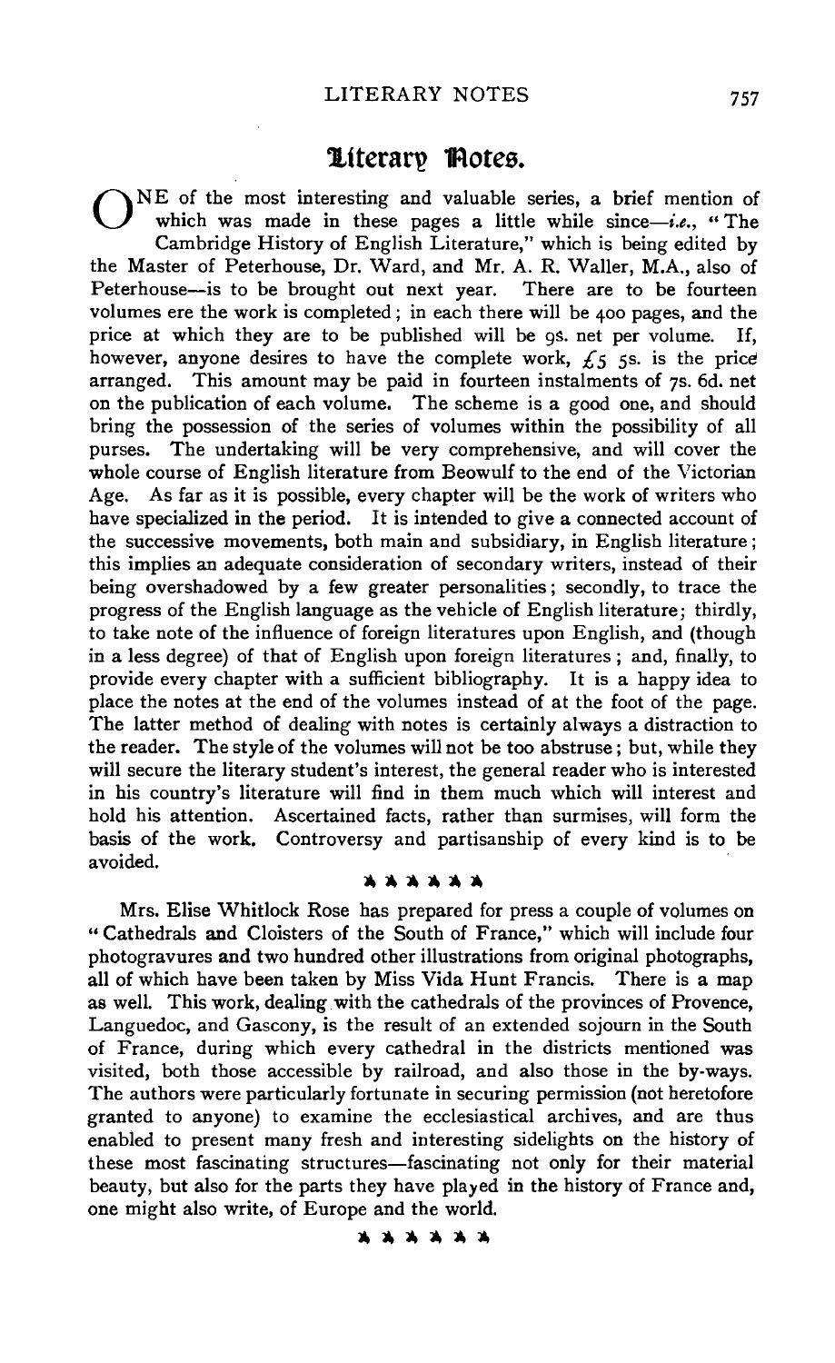# Literary Notes.

ONE of the most interesting and valuable series, a brief mention of which was made in these pages a little while since—*i.e.*, "The Cambridge History of English Literature," which is being edited by the Master of Peterhouse, Dr. Ward, and Mr. A. R. Waller, M.A., also of Peterhouse—is to be brought out next year. There are to be fourteen volumes ere the work is completed; in each there will be 400 pages, and the price at which they are to be published will be 9s. net per volume. If, however, anyone desires to have the complete work, £5 5s. is the price arranged. This amount may be paid in fourteen instalments of 7s. 6d. net on the publication of each volume. The scheme is a good one, and should bring the possession of the series of volumes within the possibility of all purses. The undertaking will be very comprehensive, and will cover the whole course of English literature from Beowulf to the end of the Victorian Age. As far as it is possible, every chapter will be the work of writers who have specialized in the period. It is intended to give a connected account of the successive movements, both main and subsidiary, in English literature; this implies an adequate consideration of secondary writers, instead of their being overshadowed by a few greater personalities; secondly, to trace the progress of the English language as the vehicle of English literature; thirdly, to take note of the influence of foreign literatures upon English, and (though in a less degree) of that of English upon foreign literatures; and, finally, to provide every chapter with a sufficient bibliography. It is a happy idea to place the notes at the end of the volumes instead of at the foot of the page. The latter method of dealing with notes is certainly always a distraction to the reader. The style of the volumes will not be too abstruse; but, while they will secure the literary student's interest, the general reader who is interested in his country's literature will find in them much which will interest and hold his attention. Ascertained facts, rather than surmises, will form the basis of the work. Controversy and partisanship of every kind is to be avoided.

\* \* \* \* \* \*

Mrs. Elise Whitlock Rose has prepared for press a couple of volumes on "Cathedrals and Cloisters of the South of France," which will include four photogravures and two hundred other illustrations from original photographs, all of which have been taken by Miss Vida Hunt Francis. There is a map as well. This work, dealing with the cathedrals of the provinces of Provence, Languedoc, and Gascony, is the result of an extended sojourn in the South of France, during which every cathedral in the districts mentioned was visited, both those accessible by railroad, and also those in the by-ways. The authors were particularly fortunate in securing permission (not heretofore granted to anyone) to examine the ecclesiastical archives, and are thus enabled to present many fresh and interesting sidelights on the history of these most fascinating structures—fascinating not only for their material beauty, but also for the parts they have played in the history of France and, one might also write, of Europe and the world.

\* \* \* \* \* \*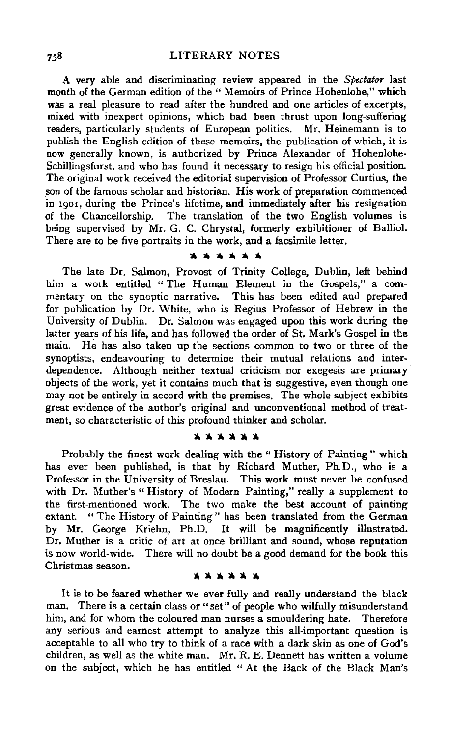A very able and discriminating review appeared in the *Spectator* last month of the German edition of the "Memoirs of Prince Hohenlohe," which was a real pleasure to read after the hundred and one articles of excerpts, mixed with inexpert opinions, which had been thrust upon long-suffering readers, particularly students of European politics. Mr. Heinemann is to publish the English edition of these memoirs, the publication of which, it is now generally known, is authorized by Prince Alexander of Hohenlohe-Schillingsfurst, and who has found it necessary to resign his official position. The original work received the editorial supervision of Professor Curtius, the son of the famous scholar and historian. His work of preparation commenced in 1901, during the Prince's lifetime, and immediately after his resignation of the Chancellorship. The translation of the two English volumes is being supervised by Mr. G. C. Chrystal, formerly exhibitioner of Balliol. There are to be five portraits in the work, and a facsimile letter.

The late Dr. Salmon, Provost of Trinity College, Dublin, left behind him a work entitled "The Human Element in the Gospels," a commentary on the synoptic narrative. This has been edited and prepared for publication by Dr. White, who is Regius Professor of Hebrew in the University of Dublin. Dr. Salmon was engaged upon this work during the latter years of his life, and has followed the order of St. Mark's Gospel in the main. He has also taken up the sections common to two or three of the synoptists, endeavouring to determine their mutual relations and interdependence. Although neither textual criticism nor exegesis are primary objects of the work, yet it contains much that is suggestive, even though one may not be entirely in accord with the premises. The whole subject exhibits great evidence of the author's original and unconventional method of treatment, so characteristic of this profound thinker and scholar.

Probably the finest work dealing with the "History of Painting" which has ever been published, is that by Richard Muther, Ph.D., who is a Professor in the University of Breslau. This work must never be confused with Dr. Muther's "History of Modern Painting," really a supplement to the first-mentioned work. The two make the best account of painting extant. "The History of Painting" has been translated from the German by Mr. George Kriehn, Ph.D. It will be magnificently illustrated. Dr. Muther is a critic of art at once brilliant and sound, whose reputation is now world-wide. There will no doubt be a good demand for the book this Christmas season.

It is to be feared whether we ever fully and really understand the black man. There is a certain class or "set" of people who wilfully misunderstand him, and for whom the coloured man nurses a smouldering hate. Therefore any serious and earnest attempt to analyze this all-important question is acceptable to all who try to think of a race with a dark skin as one of God's children, as well as the white man. Mr. R. E. Dennett has written a volume on the subject, which he has entitled "At the Back of the Black Man's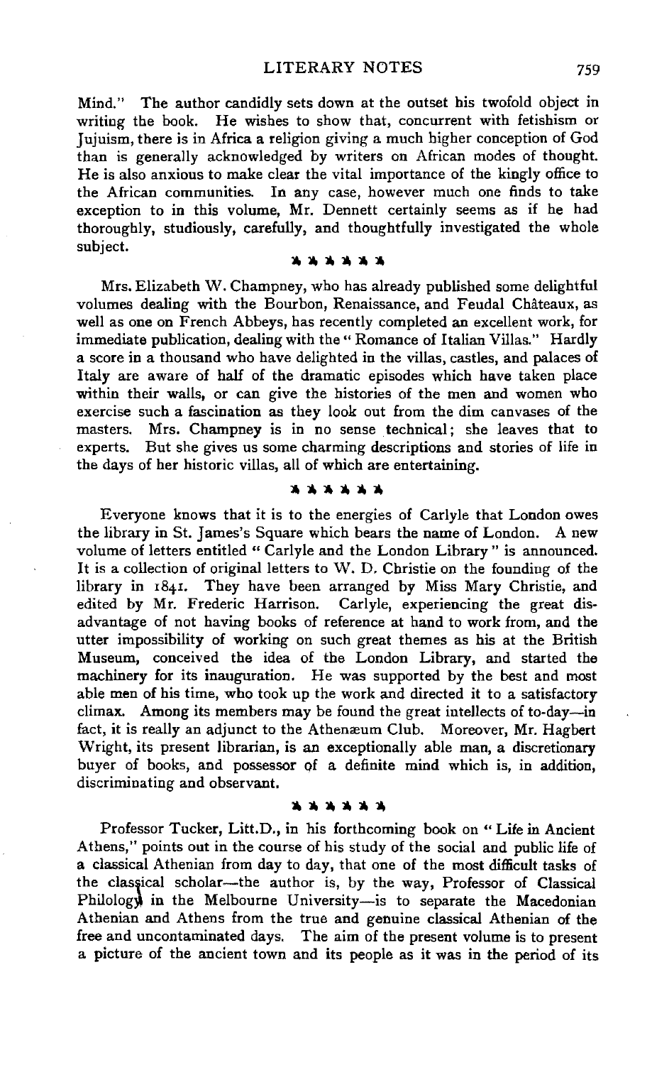Mind." The author candidly sets down at the outset his twofold object in writing the book. He wishes to show that, concurrent with fetishism or Jujuism, there is in Africa a religion giving a much higher conception of God than is generally acknowledged by writers on African modes of thought. He is also anxious to make clear the vital importance of the kingly office to the African communities. In any case, however much one finds to take exception to in this volume, Mr. Dennett certainly seems as if he had thoroughly, studiously, carefully, and thoughtfully investigated the whole subject.

\* \* \* \* \* \*

Mrs. Elizabeth W. Champney, who has already published some delightful volumes dealing with the Bourbon, Renaissance, and Feudal Châteaux, as well as one on French Abbeys, has recently completed an excellent work, for immediate publication, dealing with the "Romance of Italian Villas." Hardly a score in a thousand who have delighted in the villas, castles, and palaces of Italy are aware of half of the dramatic episodes which have taken place within their walls, or can give the histories of the men and women who exercise such a fascination as they look out from the dim canvases of the masters. Mrs. Champney is in no sense technical; she leaves that to experts. But she gives us some charming descriptions and stories of life in the days of her historic villas, all of which are entertaining.

\* \* \* \* \* \*

Everyone knows that it is to the energies of Carlyle that London owes the library in St. James's Square which bears the name of London. A new volume of letters entitled "Carlyle and the London Library" is announced. It is a collection of original letters to W. D. Christie on the founding of the library in 1841. They have been arranged by Miss Mary Christie, and edited by Mr. Frederic Harrison. Carlyle, experiencing the great disadvantage of not having books of reference at hand to work from, and the utter impossibility of working on such great themes as his at the British Museum, conceived the idea of the London Library, and started the machinery for its inauguration. He was supported by the best and most able men of his time, who took up the work and directed it to a satisfactory climax. Among its members may be found the great intellects of to-day—in fact, it is really an adjunct to the Athenæum Club. Moreover, Mr. Hagbert Wright, its present librarian, is an exceptionally able man, a discretionary buyer of books, and possessor of a definite mind which is, in addition, discriminating and observant.

\* \* \* \* \* \*

Professor Tucker, Litt.D., in his forthcoming book on "Life in Ancient Athens," points out in the course of his study of the social and public life of a classical Athenian from day to day, that one of the most difficult tasks of the classical scholar—the author is, by the way, Professor of Classical Philology in the Melbourne University—is to separate the Macedonian Athenian and Athens from the true and genuine classical Athenian of the free and uncontaminated days. The aim of the present volume is to present a picture of the ancient town and its people as it was in the period of its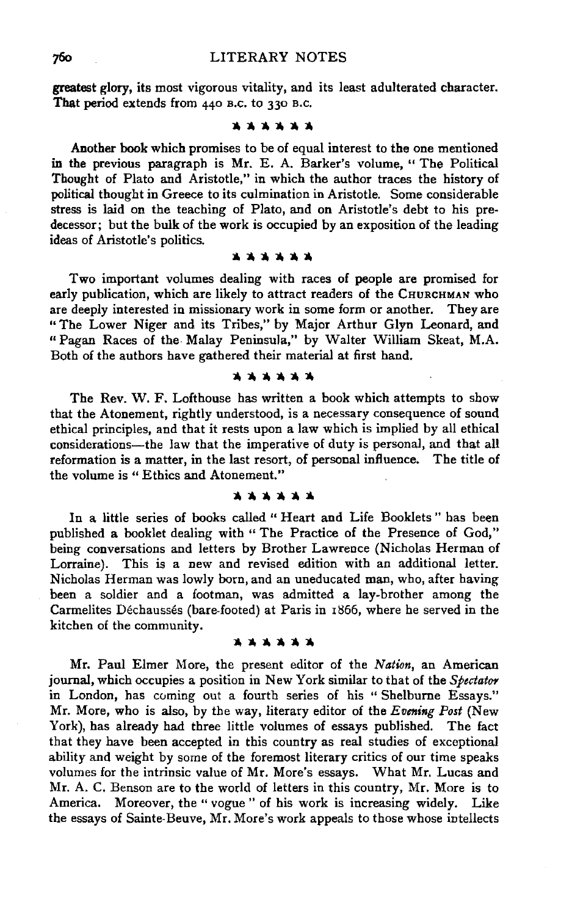greatest glory, its most vigorous vitality, and its least adulterated character. That period extends from 440 B.C. to 330 B.C.

\* \* \* \* \* \*

Another book which promises to be of equal interest to the one mentioned in the previous paragraph is Mr. E. A. Barker's volume, "The Political Thought of Plato and Aristotle," in which the author traces the history of political thought in Greece to its culmination in Aristotle. Some considerable stress is laid on the teaching of Plato, and on Aristotle's debt to his predecessor; but the bulk of the work is occupied by an exposition of the leading ideas of Aristotle's politics.

\* \* \* \* \* \*

Two important volumes dealing with races of people are promised for early publication, which are likely to attract readers of the CHURCHMAN who are deeply interested in missionary work in some form or another. They are "The Lower Niger and its Tribes," by Major Arthur Glyn Leonard, and "Pagan Races of the Malay Peninsula," by Walter William Skeat, M.A. Both of the authors have gathered their material at first hand.

\* \* \* \* \* \*

The Rev. W. F. Lofthouse has written a book which attempts to show that the Atonement, rightly understood, is a necessary consequence of sound ethical principles, and that it rests upon a law which is implied by all ethical considerations—the law that the imperative of duty is personal, and that all reformation is a matter, in the last resort, of personal influence. The title of the volume is "Ethics and Atonement."

\* \* \* \* \* \*

In a little series of books called "Heart and Life Booklets" has been published a booklet dealing with "The Practice of the Presence of God," being conversations and letters by Brother Lawrence (Nicholas Herman of Lorraine). This is a new and revised edition with an additional letter. Nicholas Herman was lowly born, and an uneducated man, who, after having been a soldier and a footman, was admitted a lay-brother among the Carmelites Déchaussés (bare-footed) at Paris in 1866, where he served in the kitchen of the community.

\* \* \* \* \* \*

Mr. Paul Elmer More, the present editor of the *Nation*, an American journal, which occupies a position in New York similar to that of the *Spectator* in London, has coming out a fourth series of his "Shelburne Essays." Mr. More, who is also, by the way, literary editor of the *Evening Post* (New York), has already had three little volumes of essays published. The fact that they have been accepted in this country as real studies of exceptional ability and weight by some of the foremost literary critics of our time speaks volumes for the intrinsic value of Mr. More's essays. What Mr. Lucas and Mr. A. C. Benson are to the world of letters in this country, Mr. More is to America. Moreover, the "vogue" of his work is increasing widely. Like the essays of Sainte-Beuve, Mr. More's work appeals to those whose intellects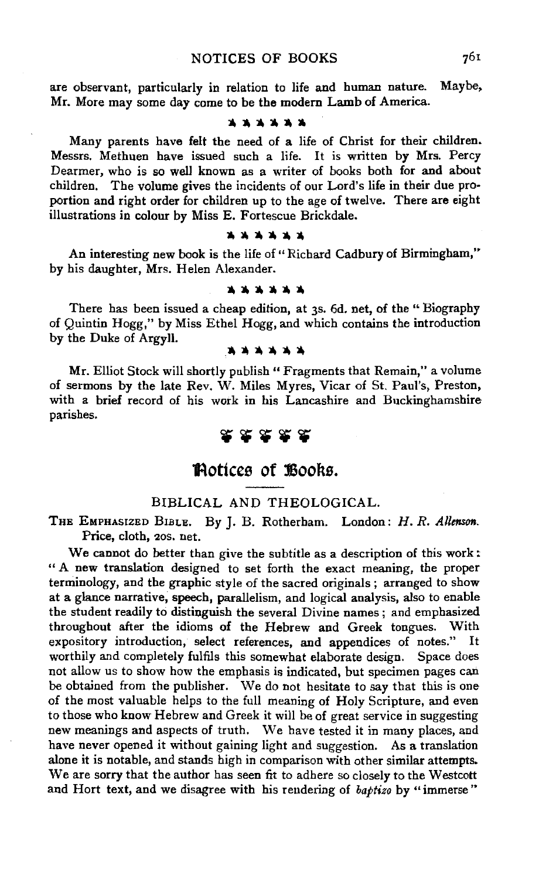are observant, particularly in relation to life and human nature. Maybe, Mr. More may some day come to be the modern Lamb of America.

Many parents have felt the need of a life of Christ for their children. Messrs. Methuen have issued such a life. It is written by Mrs. Percy Dearmer, who is so well known as a writer of books both for and about children. The volume gives the incidents of our Lord's life in their due proportion and right order for children up to the age of twelve. There are eight illustrations in colour by Miss E. Fortescue Brickdale.

An interesting new book is the life of "Richard Cadbury of Birmingham," by his daughter, Mrs. Helen Alexander.

There has been issued a cheap edition, at 3s. 6d. net, of the "Biography of Quintin Hogg," by Miss Ethel Hogg, and which contains the introduction by the Duke of Argyll.

Mr. Elliot Stock will shortly publish "Fragments that Remain," a volume of sermons by the late Rev. W. Miles Myres, Vicar of St. Paul's, Preston, with a brief record of his work in his Lancashire and Buckinghamshire parishes.

# Notices of Books.

## BIBLICAL AND THEOLOGICAL.

THE EMPHASIZED BIBLE. By J. B. Rotherham. London: *H. R. Allenson.* Price, cloth, 20s. net.

We cannot do better than give the subtitle as a description of this work: "A new translation designed to set forth the exact meaning, the proper terminology, and the graphic style of the sacred originals; arranged to show at a glance narrative, speech, parallelism, and logical analysis, also to enable the student readily to distinguish the several Divine names; and emphasized throughout after the idioms of the Hebrew and Greek tongues. With expository introduction, select references, and appendices of notes." It worthily and completely fulfils this somewhat elaborate design. Space does not allow us to show how the emphasis is indicated, but specimen pages can be obtained from the publisher. We do not hesitate to say that this is one of the most valuable helps to the full meaning of Holy Scripture, and even to those who know Hebrew and Greek it will be of great service in suggesting new meanings and aspects of truth. We have tested it in many places, and have never opened it without gaining light and suggestion. As a translation alone it is notable, and stands high in comparison with other similar attempts. We are sorry that the author has seen fit to adhere so closely to the Westcott and Hort text, and we disagree with his rendering of *baptizo* by "immerse"